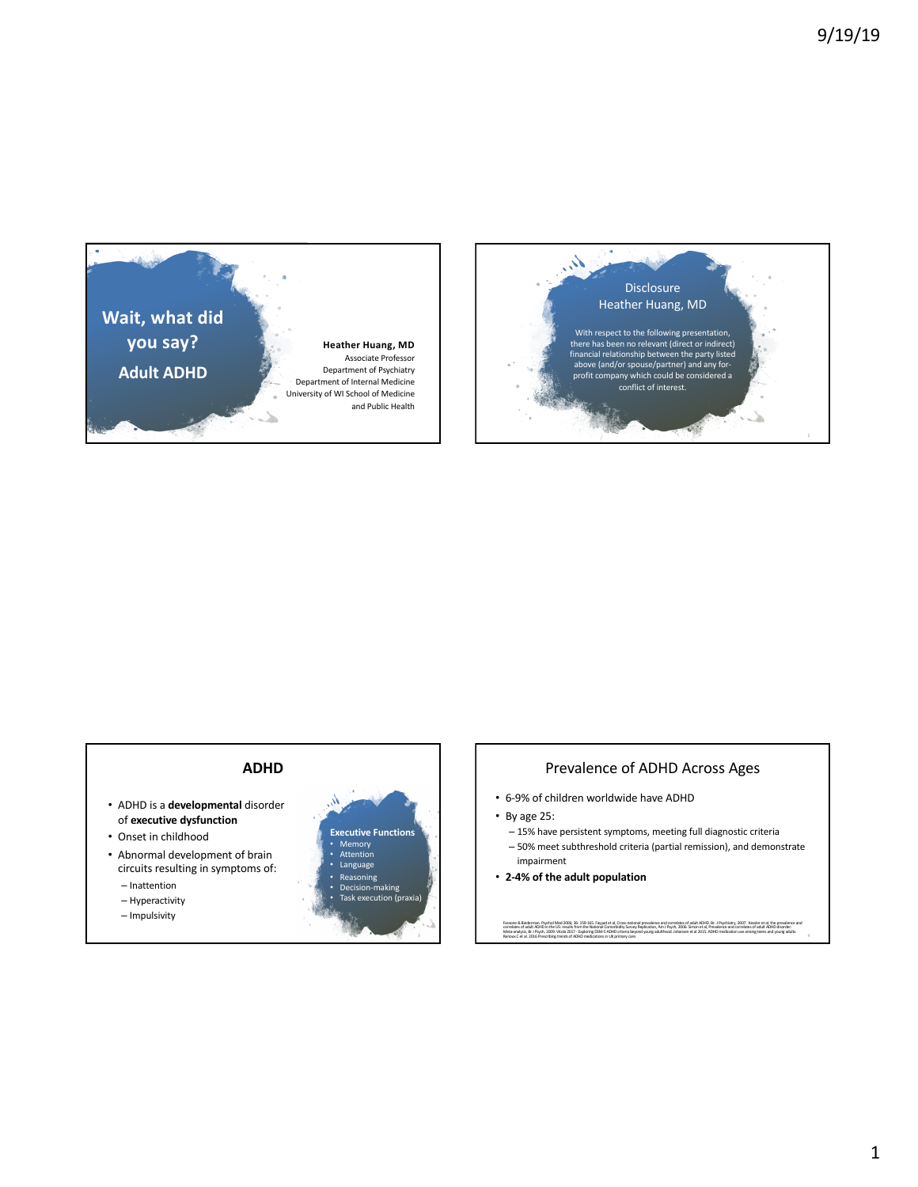# Wait, what did you say? Adult ADHD

**Heather Huang, MD**
Associate Professor
Department of Psychiatry
Department of Internal Medicine
University of WI School of Medicine and Public Health

## Disclosure
Heather Huang, MD

With respect to the following presentation, there has been no relevant (direct or indirect) financial relationship between the party listed above (and/or spouse/partner) and any for-profit company which could be considered a conflict of interest.

## ADHD

- ADHD is a **developmental** disorder of **executive dysfunction**
- Onset in childhood
- Abnormal development of brain circuits resulting in symptoms of:
  - Inattention
  - Hyperactivity
  - Impulsivity

**Executive Functions**
- Memory
- Attention
- Language
- Reasoning
- Decision-making
- Task execution (praxia)

## Prevalence of ADHD Across Ages

- 6-9% of children worldwide have ADHD
- By age 25:
  - 15% have persistent symptoms, meeting full diagnostic criteria
  - 50% meet subthreshold criteria (partial remission), and demonstrate impairment
- **2-4% of the adult population**

Faraone & Biederman. Psychol Med 2006; 36: 159-165. Fayyad et al, Cross-national prevalence and correlates of adult ADHD, Br J Psychiatry, 2007. Kessler et al, the prevalence and correlates of adult ADHD in the US: results from the National Comorbidity Survey Replication, Am J Psych, 2006. Simon et al, Prevalence and correlates of adult ADHD disorder: Meta-analysis, Br J Psych, 2009. Vitola 2017 - Exploring DSM-5 ADHD criteria beyond young adulthood. Johansen et al 2015. ADHD medication use among teens and young adults. Renoux C et al. 2016 Prescribing trends of ADHD medications in UK primary care.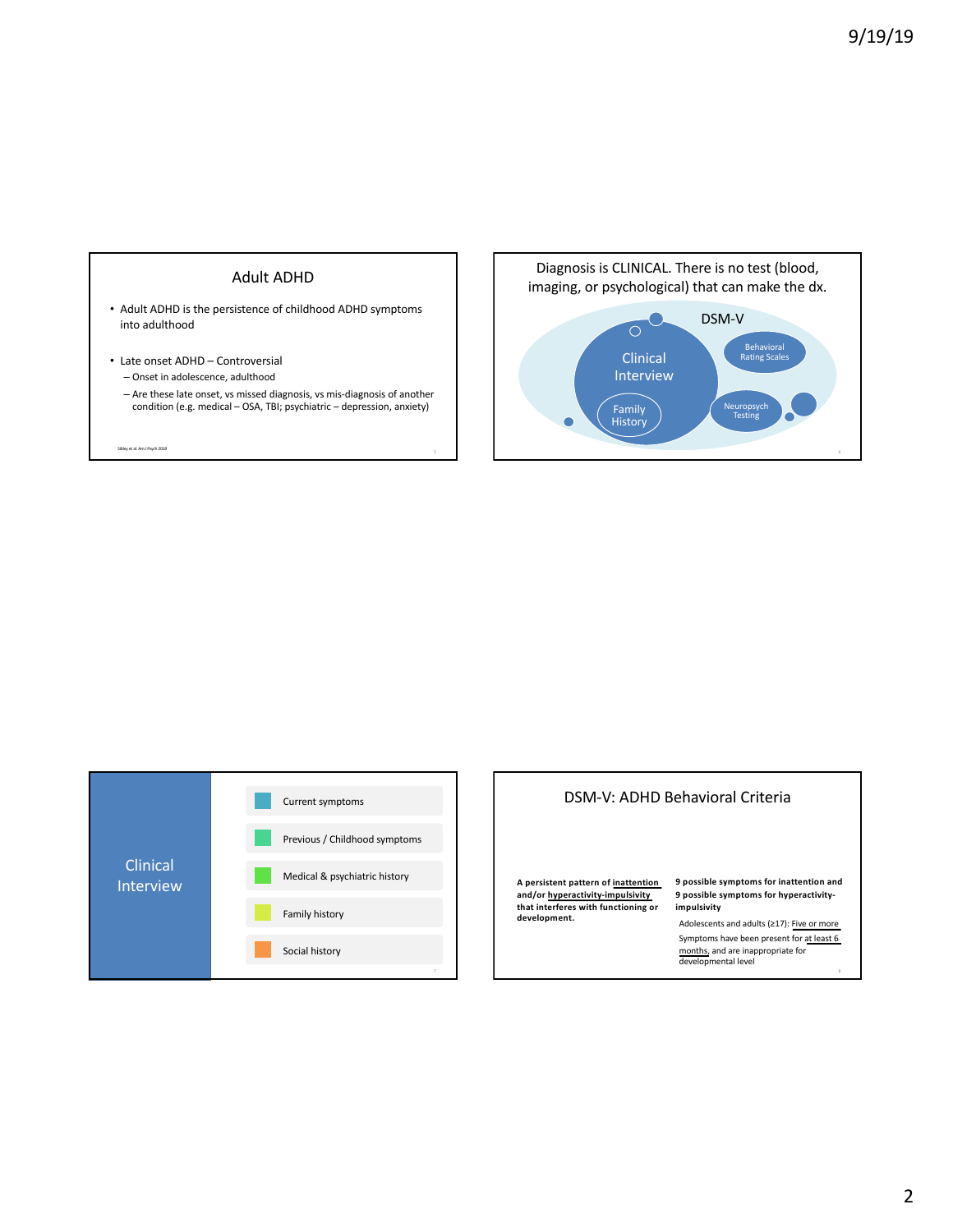## Adult ADHD

- Adult ADHD is the persistence of childhood ADHD symptoms into adulthood
- Late onset ADHD – Controversial
  - Onset in adolescence, adulthood
  - Are these late onset, vs missed diagnosis, vs mis-diagnosis of another condition (e.g. medical – OSA, TBI; psychiatric – depression, anxiety)

Sibley et al. Am J Psych 2018

## Diagnosis is CLINICAL. There is no test (blood, imaging, or psychological) that can make the dx.

DSM-V

Clinical Interview

Family History

Behavioral Rating Scales

Neuropsych Testing

## Clinical Interview

- Current symptoms
- Previous / Childhood symptoms
- Medical & psychiatric history
- Family history
- Social history

## DSM-V: ADHD Behavioral Criteria

**A persistent pattern of inattention and/or hyperactivity-impulsivity that interferes with functioning or development.**

**9 possible symptoms for inattention and 9 possible symptoms for hyperactivity-impulsivity**

Adolescents and adults (≥17): Five or more

Symptoms have been present for at least 6 months, and are inappropriate for developmental level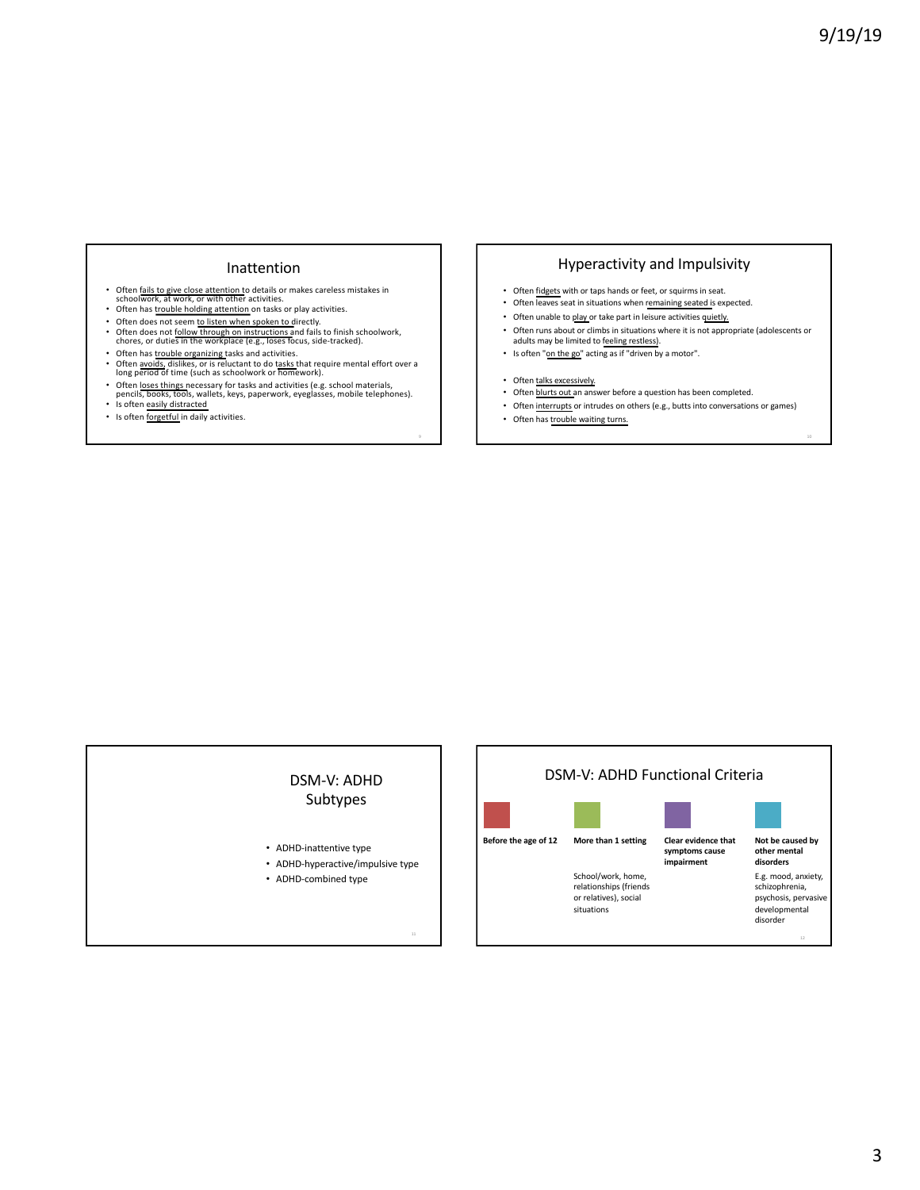## Inattention

- Often fails to give close attention to details or makes careless mistakes in schoolwork, at work, or with other activities.
- Often has trouble holding attention on tasks or play activities.
- Often does not seem to listen when spoken to directly.
- Often does not follow through on instructions and fails to finish schoolwork, chores, or duties in the workplace (e.g., loses focus, side-tracked).
- Often has trouble organizing tasks and activities.
- Often avoids, dislikes, or is reluctant to do tasks that require mental effort over a long period of time (such as schoolwork or homework).
- Often loses things necessary for tasks and activities (e.g. school materials, pencils, books, tools, wallets, keys, paperwork, eyeglasses, mobile telephones).
- Is often easily distracted
- Is often forgetful in daily activities.

## Hyperactivity and Impulsivity

- Often fidgets with or taps hands or feet, or squirms in seat.
- Often leaves seat in situations when remaining seated is expected.
- Often unable to play or take part in leisure activities quietly.
- Often runs about or climbs in situations where it is not appropriate (adolescents or adults may be limited to feeling restless).
- Is often "on the go" acting as if "driven by a motor".

- Often talks excessively.
- Often blurts out an answer before a question has been completed.
- Often interrupts or intrudes on others (e.g., butts into conversations or games)
- Often has trouble waiting turns.

## DSM-V: ADHD Subtypes

- ADHD-inattentive type
- ADHD-hyperactive/impulsive type
- ADHD-combined type

## DSM-V: ADHD Functional Criteria

| Before the age of 12 | More than 1 setting | Clear evidence that symptoms cause impairment | Not be caused by other mental disorders |
|---|---|---|---|
| | School/work, home, relationships (friends or relatives), social situations | | E.g. mood, anxiety, schizophrenia, psychosis, pervasive developmental disorder |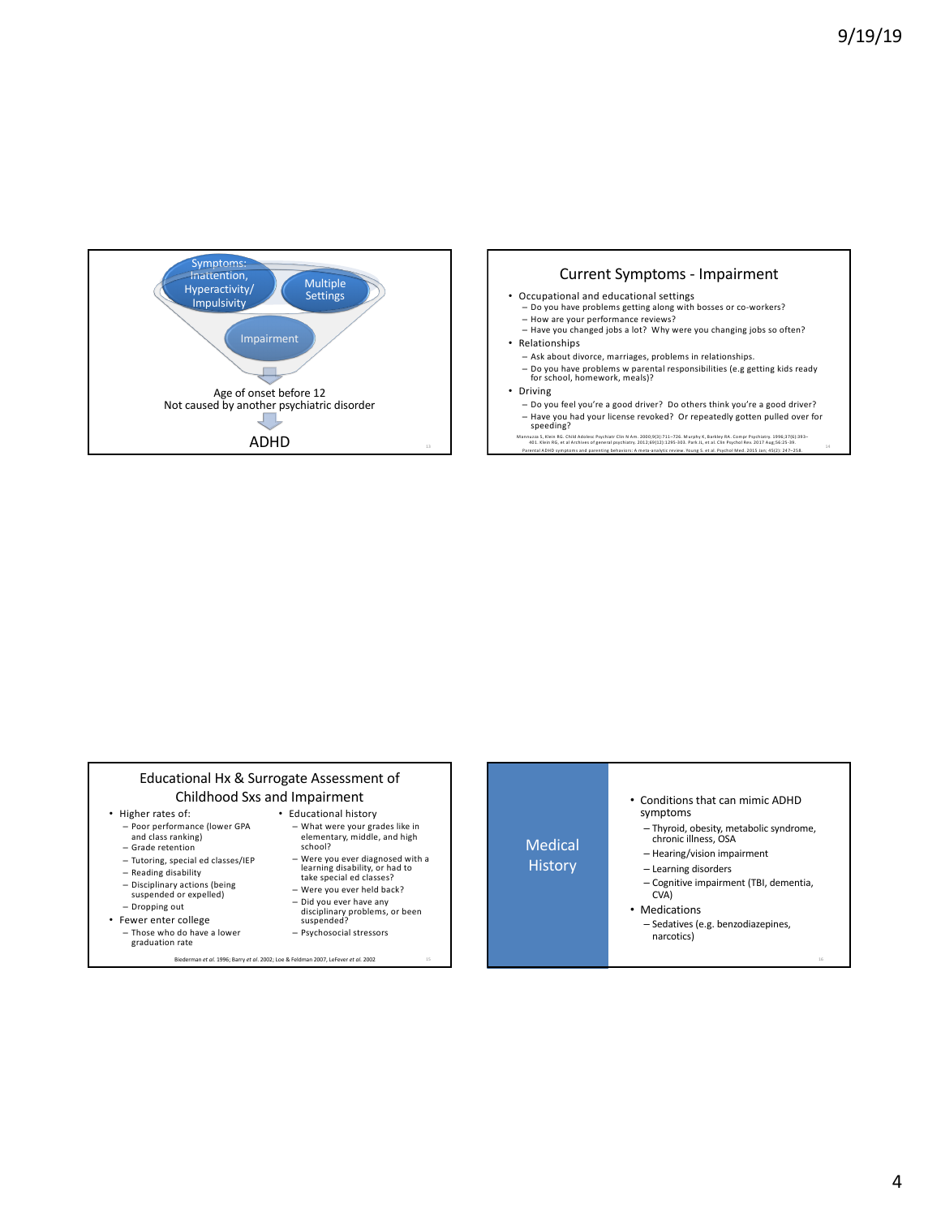Symptoms: Inattention, Hyperactivity/ Impulsivity

Multiple Settings

Impairment

Age of onset before 12
Not caused by another psychiatric disorder

ADHD

## Current Symptoms - Impairment

- Occupational and educational settings
  - Do you have problems getting along with bosses or co-workers?
  - How are your performance reviews?
  - Have you changed jobs a lot? Why were you changing jobs so often?
- Relationships
  - Ask about divorce, marriages, problems in relationships.
  - Do you have problems w parental responsibilities (e.g getting kids ready for school, homework, meals)?
- Driving
  - Do you feel you're a good driver? Do others think you're a good driver?
  - Have you had your license revoked? Or repeatedly gotten pulled over for speeding?

Mannuzza S, Klein RG. Child Adolesc Psychiatr Clin N Am. 2000;9(3):711–726. Murphy K, Barkley RA. Compr Psychiatry. 1996;37(6):393–401. Klein RG, et al Archives of general psychiatry. 2012;69(12):1295-303. Park JL, et al. Clin Psychol Rev. 2017 Aug;56:25-39. Parental ADHD symptoms and parenting behaviors: A meta-analytic review. Young S. et al. Psychol Med. 2015 Jan; 45(2): 247–258.

## Educational Hx & Surrogate Assessment of Childhood Sxs and Impairment

- Higher rates of:
  - Poor performance (lower GPA and class ranking)
  - Grade retention
  - Tutoring, special ed classes/IEP
  - Reading disability
  - Disciplinary actions (being suspended or expelled)
  - Dropping out
- Fewer enter college
  - Those who do have a lower graduation rate
- Educational history
  - What were your grades like in elementary, middle, and high school?
  - Were you ever diagnosed with a learning disability, or had to take special ed classes?
  - Were you ever held back?
  - Did you ever have any disciplinary problems, or been suspended?
  - Psychosocial stressors

Biederman *et al.* 1996; Barry *et al.* 2002; Loe & Feldman 2007, LeFever *et al.* 2002

## Medical History

- Conditions that can mimic ADHD symptoms
  - Thyroid, obesity, metabolic syndrome, chronic illness, OSA
  - Hearing/vision impairment
  - Learning disorders
  - Cognitive impairment (TBI, dementia, CVA)
- Medications
  - Sedatives (e.g. benzodiazepines, narcotics)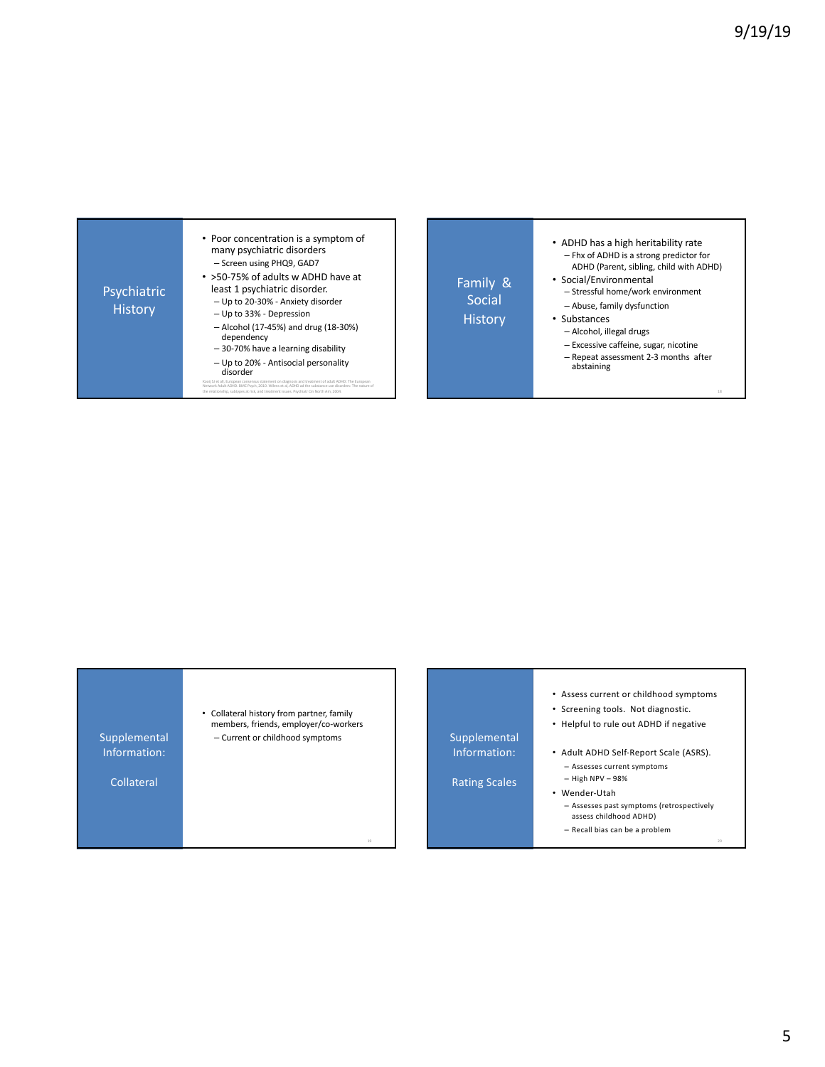## Psychiatric History

- Poor concentration is a symptom of many psychiatric disorders
  - Screen using PHQ9, GAD7
- >50-75% of adults w ADHD have at least 1 psychiatric disorder.
  - Up to 20-30% - Anxiety disorder
  - Up to 33% - Depression
  - Alcohol (17-45%) and drug (18-30%) dependency
  - 30-70% have a learning disability
  - Up to 20% - Antisocial personality disorder

Kooij SJ et all, European consensus statement on diagnosis and treatment of adult ADHD: The European Network Adult ADHD. BMC Psych, 2010. Wilens et al, ADHD all the substance use disorders: The nature of the relationship, subtypes at risk, and treatment issues. Psychiatr Clin North Am, 2004.

## Family & Social History

- ADHD has a high heritability rate
  - Fhx of ADHD is a strong predictor for ADHD (Parent, sibling, child with ADHD)
- Social/Environmental
  - Stressful home/work environment
  - Abuse, family dysfunction
- Substances
  - Alcohol, illegal drugs
  - Excessive caffeine, sugar, nicotine
  - Repeat assessment 2-3 months after abstaining

## Supplemental Information: Collateral

- Collateral history from partner, family members, friends, employer/co-workers
  - Current or childhood symptoms

## Supplemental Information: Rating Scales

- Assess current or childhood symptoms
- Screening tools. Not diagnostic.
- Helpful to rule out ADHD if negative
- Adult ADHD Self-Report Scale (ASRS).
  - Assesses current symptoms
  - High NPV – 98%
- Wender-Utah
  - Assesses past symptoms (retrospectively assess childhood ADHD)
  - Recall bias can be a problem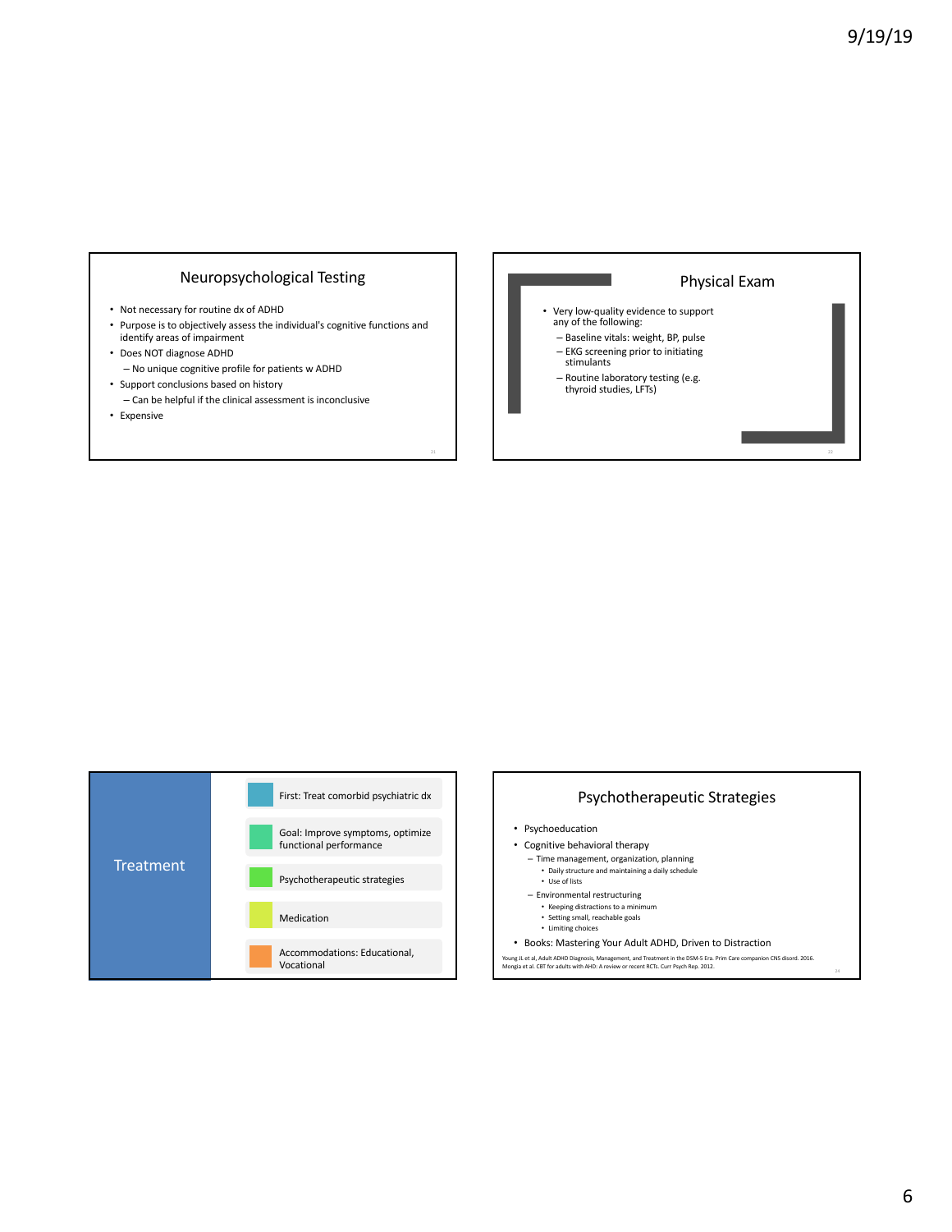## Neuropsychological Testing

- Not necessary for routine dx of ADHD
- Purpose is to objectively assess the individual's cognitive functions and identify areas of impairment
- Does NOT diagnose ADHD
  - No unique cognitive profile for patients w ADHD
- Support conclusions based on history
  - Can be helpful if the clinical assessment is inconclusive
- Expensive

## Physical Exam

- Very low-quality evidence to support any of the following:
  - Baseline vitals: weight, BP, pulse
  - EKG screening prior to initiating stimulants
  - Routine laboratory testing (e.g. thyroid studies, LFTs)

## Treatment

- First: Treat comorbid psychiatric dx
- Goal: Improve symptoms, optimize functional performance
- Psychotherapeutic strategies
- Medication
- Accommodations: Educational, Vocational

## Psychotherapeutic Strategies

- Psychoeducation
- Cognitive behavioral therapy
  - Time management, organization, planning
    - Daily structure and maintaining a daily schedule
    - Use of lists
  - Environmental restructuring
    - Keeping distractions to a minimum
    - Setting small, reachable goals
    - Limiting choices
- Books: Mastering Your Adult ADHD, Driven to Distraction

Young JL et al, Adult ADHD Diagnosis, Management, and Treatment in the DSM-5 Era. Prim Care companion CNS disord. 2016.
Mongia et al. CBT for adults with AHD: A review or recent RCTs. Curr Psych Rep. 2012.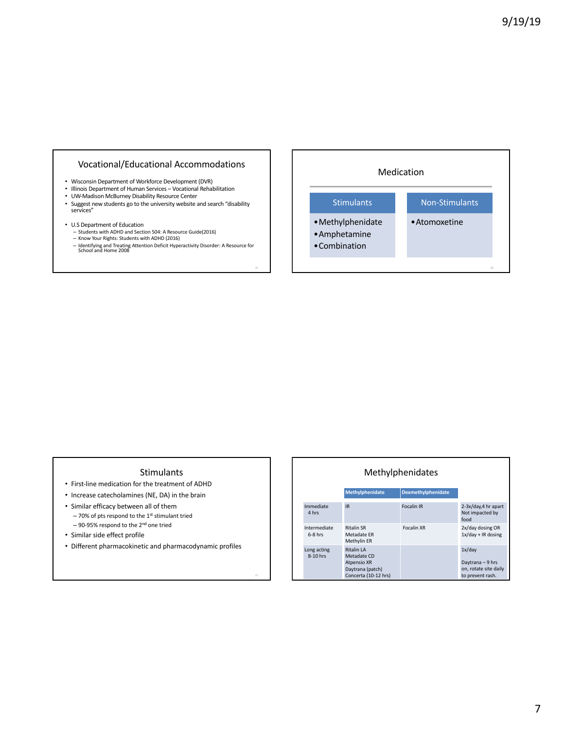## Vocational/Educational Accommodations

- Wisconsin Department of Workforce Development (DVR)
- Illinois Department of Human Services – Vocational Rehabilitation
- UW-Madison McBurney Disability Resource Center
- Suggest new students go to the university website and search "disability services"

- U.S Department of Education
  - Students with ADHD and Section 504: A Resource Guide(2016)
  - Know Your Rights: Students with ADHD (2016)
  - Identifying and Treating Attention Deficit Hyperactivity Disorder: A Resource for School and Home 2008

## Medication

| Stimulants | Non-Stimulants |
|---|---|
| • Methylphenidate<br>• Amphetamine<br>• Combination | • Atomoxetine |

## Stimulants

- First-line medication for the treatment of ADHD
- Increase catecholamines (NE, DA) in the brain
- Similar efficacy between all of them
  - 70% of pts respond to the 1st stimulant tried
  - 90-95% respond to the 2nd one tried
- Similar side effect profile
- Different pharmacokinetic and pharmacodynamic profiles

## Methylphenidates

| | Methylphenidate | Dexmethylphenidate | |
|---|---|---|---|
| Immediate 4 hrs | IR | Focalin IR | 2-3x/day,4 hr apart Not impacted by food |
| Intermediate 6-8 hrs | Ritalin SR<br>Metadate ER<br>Methylin ER | Focalin XR | 2x/day dosing OR 1x/day + IR dosing |
| Long acting 8-10 hrs | Ritalin LA<br>Metadate CD<br>Atpensio XR<br>Daytrana (patch)<br>Concerta (10-12 hrs) | | 1x/day<br><br>Daytrana – 9 hrs on, rotate site daily to prevent rash. |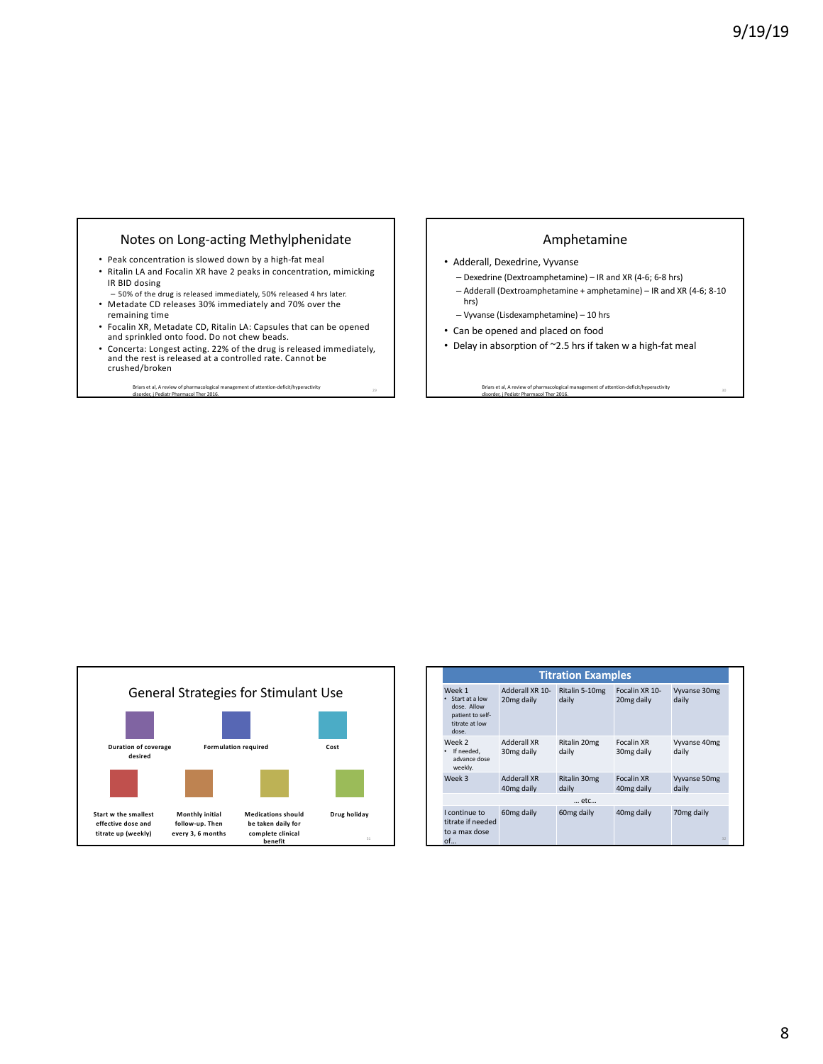## Notes on Long-acting Methylphenidate

- Peak concentration is slowed down by a high-fat meal
- Ritalin LA and Focalin XR have 2 peaks in concentration, mimicking IR BID dosing
  - 50% of the drug is released immediately, 50% released 4 hrs later.
- Metadate CD releases 30% immediately and 70% over the remaining time
- Focalin XR, Metadate CD, Ritalin LA: Capsules that can be opened and sprinkled onto food. Do not chew beads.
- Concerta: Longest acting. 22% of the drug is released immediately, and the rest is released at a controlled rate. Cannot be crushed/broken

Briars et al, A review of pharmacological management of attention-deficit/hyperactivity disorder, J Pediatr Pharmacol Ther 2016.

## Amphetamine

- Adderall, Dexedrine, Vyvanse
  - Dexedrine (Dextroamphetamine) – IR and XR (4-6; 6-8 hrs)
  - Adderall (Dextroamphetamine + amphetamine) – IR and XR (4-6; 8-10 hrs)
  - Vyvanse (Lisdexamphetamine) – 10 hrs
- Can be opened and placed on food
- Delay in absorption of ~2.5 hrs if taken w a high-fat meal

Briars et al, A review of pharmacological management of attention-deficit/hyperactivity disorder, J Pediatr Pharmacol Ther 2016.

## General Strategies for Stimulant Use

- **Duration of coverage desired**
- **Formulation required**
- **Cost**
- **Start w the smallest effective dose and titrate up (weekly)**
- **Monthly initial follow-up. Then every 3, 6 months**
- **Medications should be taken daily for complete clinical benefit**
- **Drug holiday**

## Titration Examples

| | | | | |
|---|---|---|---|---|
| Week 1<br>• Start at a low dose. Allow patient to self-titrate at low dose. | Adderall XR 10-20mg daily | Ritalin 5-10mg daily | Focalin XR 10-20mg daily | Vyvanse 30mg daily |
| Week 2<br>• If needed, advance dose weekly. | Adderall XR 30mg daily | Ritalin 20mg daily | Focalin XR 30mg daily | Vyvanse 40mg daily |
| Week 3 | Adderall XR 40mg daily | Ritalin 30mg daily | Focalin XR 40mg daily | Vyvanse 50mg daily |
| | | … etc… | | |
| I continue to titrate if needed to a max dose of… | 60mg daily | 60mg daily | 40mg daily | 70mg daily |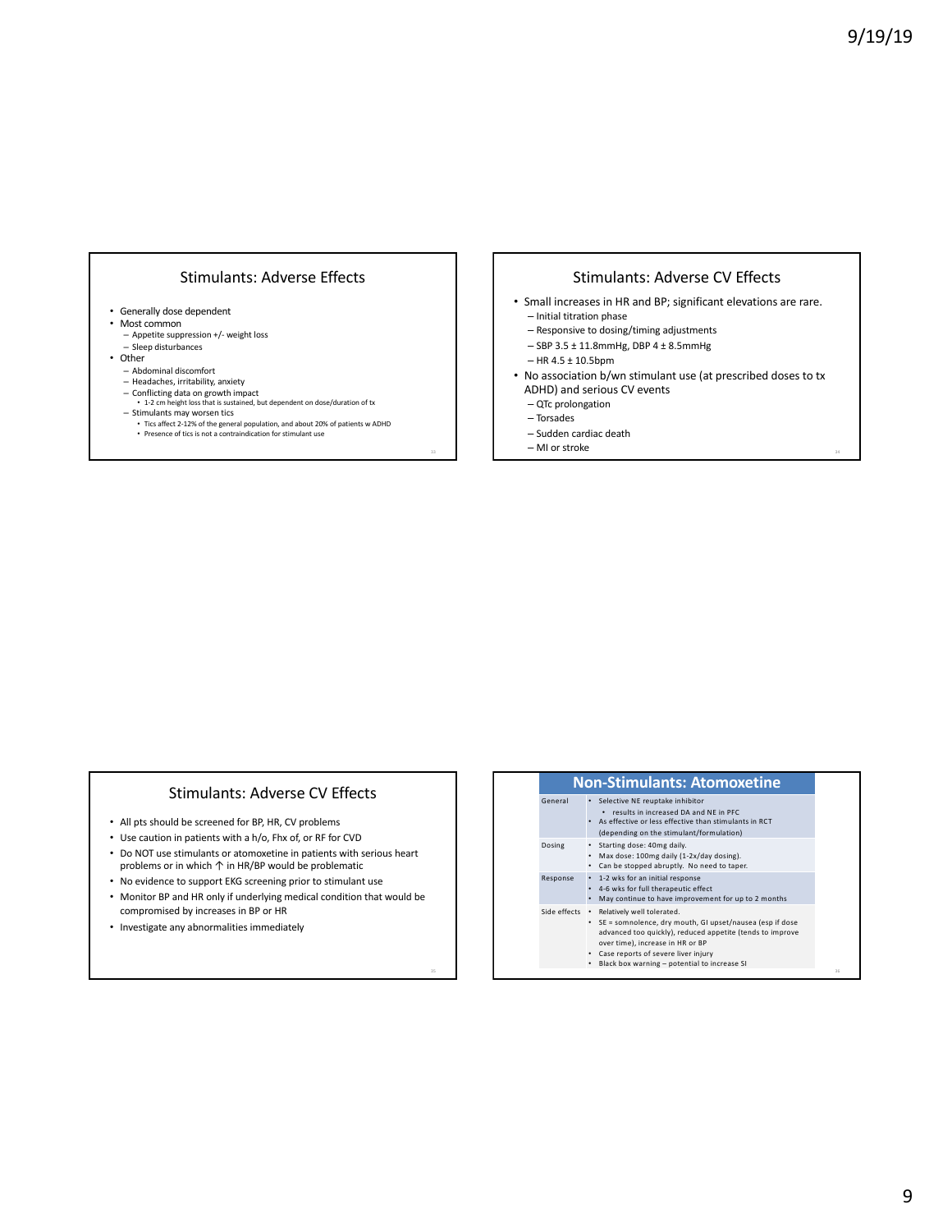## Stimulants: Adverse Effects

- Generally dose dependent
- Most common
  - Appetite suppression +/- weight loss
  - Sleep disturbances
- Other
  - Abdominal discomfort
  - Headaches, irritability, anxiety
  - Conflicting data on growth impact
    - 1-2 cm height loss that is sustained, but dependent on dose/duration of tx
  - Stimulants may worsen tics
    - Tics affect 2-12% of the general population, and about 20% of patients w ADHD
    - Presence of tics is not a contraindication for stimulant use

## Stimulants: Adverse CV Effects

- Small increases in HR and BP; significant elevations are rare.
  - Initial titration phase
  - Responsive to dosing/timing adjustments
  - SBP 3.5 ± 11.8mmHg, DBP 4 ± 8.5mmHg
  - HR 4.5 ± 10.5bpm
- No association b/wn stimulant use (at prescribed doses to tx ADHD) and serious CV events
  - QTc prolongation
  - Torsades
  - Sudden cardiac death
  - MI or stroke

## Stimulants: Adverse CV Effects

- All pts should be screened for BP, HR, CV problems
- Use caution in patients with a h/o, Fhx of, or RF for CVD
- Do NOT use stimulants or atomoxetine in patients with serious heart problems or in which ↑ in HR/BP would be problematic
- No evidence to support EKG screening prior to stimulant use
- Monitor BP and HR only if underlying medical condition that would be compromised by increases in BP or HR
- Investigate any abnormalities immediately

## Non-Stimulants: Atomoxetine

| | |
|---|---|
| General | • Selective NE reuptake inhibitor<br>  • results in increased DA and NE in PFC<br>• As effective or less effective than stimulants in RCT (depending on the stimulant/formulation) |
| Dosing | • Starting dose: 40mg daily.<br>• Max dose: 100mg daily (1-2x/day dosing).<br>• Can be stopped abruptly. No need to taper. |
| Response | • 1-2 wks for an initial response<br>• 4-6 wks for full therapeutic effect<br>• May continue to have improvement for up to 2 months |
| Side effects | • Relatively well tolerated.<br>• SE = somnolence, dry mouth, GI upset/nausea (esp if dose advanced too quickly), reduced appetite (tends to improve over time), increase in HR or BP<br>• Case reports of severe liver injury<br>• Black box warning – potential to increase SI |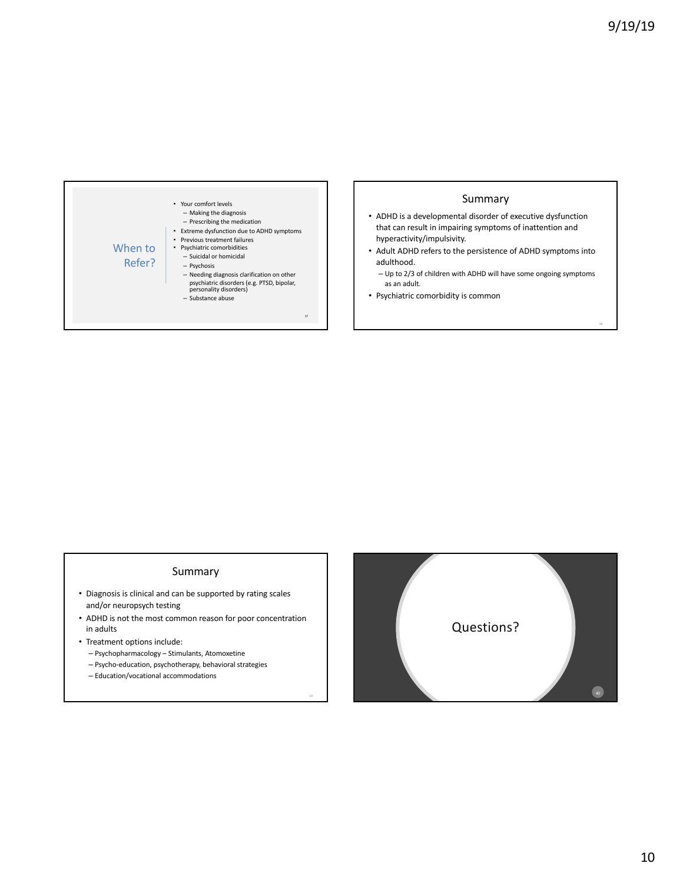## When to Refer?

- Your comfort levels
  - Making the diagnosis
  - Prescribing the medication
- Extreme dysfunction due to ADHD symptoms
- Previous treatment failures
- Psychiatric comorbidities
  - Suicidal or homicidal
  - Psychosis
  - Needing diagnosis clarification on other psychiatric disorders (e.g. PTSD, bipolar, personality disorders)
  - Substance abuse

## Summary

- ADHD is a developmental disorder of executive dysfunction that can result in impairing symptoms of inattention and hyperactivity/impulsivity.
- Adult ADHD refers to the persistence of ADHD symptoms into adulthood.
  - Up to 2/3 of children with ADHD will have some ongoing symptoms as an adult.
- Psychiatric comorbidity is common

## Summary

- Diagnosis is clinical and can be supported by rating scales and/or neuropsych testing
- ADHD is not the most common reason for poor concentration in adults
- Treatment options include:
  - Psychopharmacology – Stimulants, Atomoxetine
  - Psycho-education, psychotherapy, behavioral strategies
  - Education/vocational accommodations

## Questions?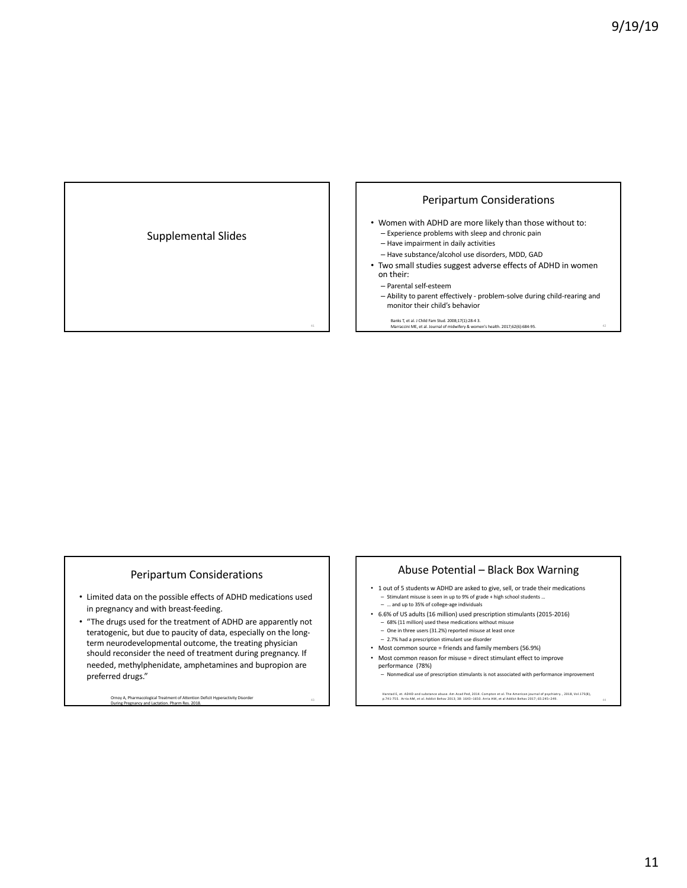## Supplemental Slides

## Peripartum Considerations

- Women with ADHD are more likely than those without to:
  - Experience problems with sleep and chronic pain
  - Have impairment in daily activities
  - Have substance/alcohol use disorders, MDD, GAD
- Two small studies suggest adverse effects of ADHD in women on their:
  - Parental self-esteem
  - Ability to parent effectively - problem-solve during child-rearing and monitor their child's behavior

Banks T, et al. J Child Fam Stud. 2008;17(1):28-4 3.
Marraccini ME, et al. Journal of midwifery & women's health. 2017;62(6):684-95.

## Peripartum Considerations

- Limited data on the possible effects of ADHD medications used in pregnancy and with breast-feeding.
- "The drugs used for the treatment of ADHD are apparently not teratogenic, but due to paucity of data, especially on the long-term neurodevelopmental outcome, the treating physician should reconsider the need of treatment during pregnancy. If needed, methylphenidate, amphetamines and bupropion are preferred drugs."

Ornoy A, Pharmacological Treatment of Attention Deficit Hyperactivity Disorder During Pregnancy and Lactation. Pharm Res. 2018.

## Abuse Potential – Black Box Warning

- 1 out of 5 students w ADHD are asked to give, sell, or trade their medications
  - Stimulant misuse is seen in up to 9% of grade + high school students …
  - … and up to 35% of college-age individuals
- 6.6% of US adults (16 million) used prescription stimulants (2015-2016)
  - 68% (11 million) used these medications without misuse
  - One in three users (31.2%) reported misuse at least once
  - 2.7% had a prescription stimulant use disorder
- Most common source = friends and family members (56.9%)
- Most common reason for misuse = direct stimulant effect to improve performance (78%)
  - Nonmedical use of prescription stimulants is not associated with performance improvement

Harstad E, et. ADHD and substance abuse. Am Acad Ped, 2014. Compton et al. The American journal of psychiatry., 2018, Vol.175(8), p.741-755. Arria AM, et al. Addict Behav 2013; 38: 1643–1650. Arria AM, et al Addict Behav 2017; 65:245–249.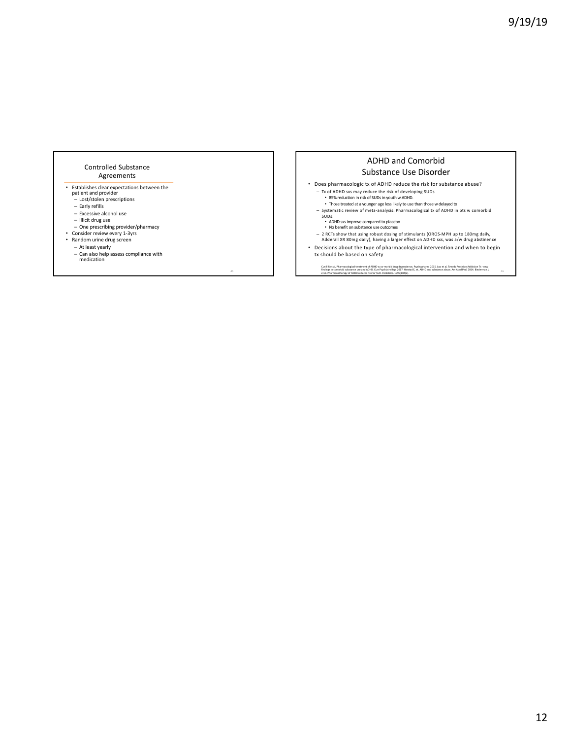## Controlled Substance Agreements

- Establishes clear expectations between the patient and provider
  - Lost/stolen prescriptions
  - Early refills
  - Excessive alcohol use
  - Illicit drug use
  - One prescribing provider/pharmacy
- Consider review every 1-3yrs
- Random urine drug screen
  - At least yearly
  - Can also help assess compliance with medication

## ADHD and Comorbid Substance Use Disorder

- Does pharmacologic tx of ADHD reduce the risk for substance abuse?
  - Tx of ADHD sxs may reduce the risk of developing SUDs
    - 85% reduction in risk of SUDs in youth w ADHD.
    - Those treated at a younger age less likely to use than those w delayed tx
  - Systematic review of meta-analysis: Pharmacological tx of ADHD in pts w comorbid SUDs:
    - ADHD sxs improve compared to placebo
    - No benefit on substance use outcomes
  - 2 RCTs show that using robust dosing of stimulants (OROS-MPH up to 180mg daily, Adderall XR 80mg daily), having a larger effect on ADHD sxs, was a/w drug abstinence
- Decisions about the type of pharmacological intervention and when to begin tx should be based on safety

Cunill R et al, Pharmacological treatment of ADHD w co-morbid drug dependence, Psychopharm, 2015. Luo et al, Towrds Precision Addiction Tx - new findings in comorbid substance use and ADHD. Curr Psychiatry Rep. 2017. Horstad E, et. ADHD and substance abuse. Am Acad Ped, 2014. Biederman J, et al. Pharmacotherapy of ADHD reduces risk for SUD. Pediatrics. 1999;104(2).